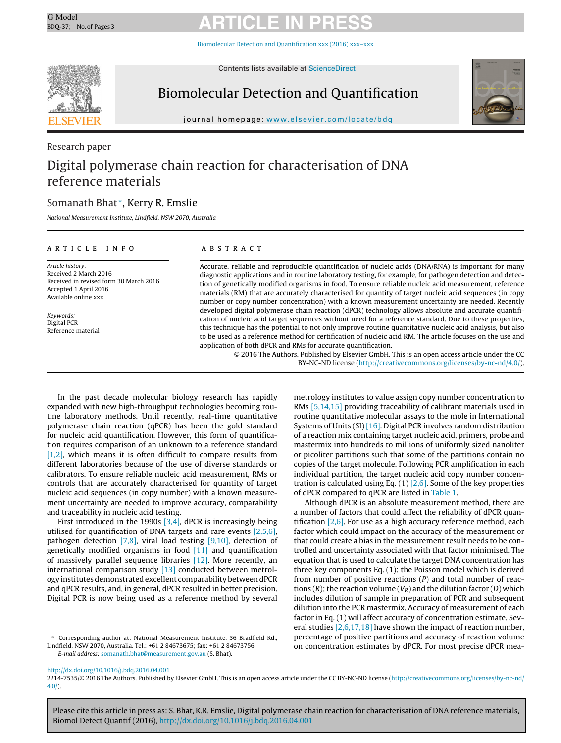Research paper

# Digital polymerase chain reaction for characterisation of DNA reference materials

Somanath Bhat*, Kerry R. Emslie

*National Measurement Institute, Lindfield, NSW 2070, Australia*

**ARTICLE INFO**

*Article history:*
Received 2 March 2016
Received in revised form 30 March 2016
Accepted 1 April 2016
Available online xxx

*Keywords:*
Digital PCR
Reference material

**ABSTRACT**

Accurate, reliable and reproducible quantification of nucleic acids (DNA/RNA) is important for many diagnostic applications and in routine laboratory testing, for example, for pathogen detection and detection of genetically modified organisms in food. To ensure reliable nucleic acid measurement, reference materials (RM) that are accurately characterised for quantity of target nucleic acid sequences (in copy number or copy number concentration) with a known measurement uncertainty are needed. Recently developed digital polymerase chain reaction (dPCR) technology allows absolute and accurate quantification of nucleic acid target sequences without need for a reference standard. Due to these properties, this technique has the potential to not only improve routine quantitative nucleic acid analysis, but also to be used as a reference method for certification of nucleic acid RM. The article focuses on the use and application of both dPCR and RMs for accurate quantification.

© 2016 The Authors. Published by Elsevier GmbH. This is an open access article under the CC BY-NC-ND license (http://creativecommons.org/licenses/by-nc-nd/4.0/).

In the past decade molecular biology research has rapidly expanded with new high-throughput technologies becoming routine laboratory methods. Until recently, real-time quantitative polymerase chain reaction (qPCR) has been the gold standard for nucleic acid quantification. However, this form of quantification requires comparison of an unknown to a reference standard [1,2], which means it is often difficult to compare results from different laboratories because of the use of diverse standards or calibrators. To ensure reliable nucleic acid measurement, RMs or controls that are accurately characterised for quantity of target nucleic acid sequences (in copy number) with a known measurement uncertainty are needed to improve accuracy, comparability and traceability in nucleic acid testing.

First introduced in the 1990s [3,4], dPCR is increasingly being utilised for quantification of DNA targets and rare events [2,5,6], pathogen detection [7,8], viral load testing [9,10], detection of genetically modified organisms in food [11] and quantification of massively parallel sequence libraries [12]. More recently, an international comparison study [13] conducted between metrology institutes demonstrated excellent comparability between dPCR and qPCR results, and, in general, dPCR resulted in better precision. Digital PCR is now being used as a reference method by several metrology institutes to value assign copy number concentration to RMs [5,14,15] providing traceability of calibrant materials used in routine quantitative molecular assays to the mole in International Systems of Units (SI) [16]. Digital PCR involves random distribution of a reaction mix containing target nucleic acid, primers, probe and mastermix into hundreds to millions of uniformly sized nanoliter or picoliter partitions such that some of the partitions contain no copies of the target molecule. Following PCR amplification in each individual partition, the target nucleic acid copy number concentration is calculated using Eq. (1) [2,6]. Some of the key properties of dPCR compared to qPCR are listed in Table 1.

Although dPCR is an absolute measurement method, there are a number of factors that could affect the reliability of dPCR quantification [2,6]. For use as a high accuracy reference method, each factor which could impact on the accuracy of the measurement or that could create a bias in the measurement result needs to be controlled and uncertainty associated with that factor minimised. The equation that is used to calculate the target DNA concentration has three key components Eq. (1): the Poisson model which is derived from number of positive reactions ($P$) and total number of reactions ($R$); the reaction volume ($V_R$) and the dilution factor ($D$) which includes dilution of sample in preparation of PCR and subsequent dilution into the PCR mastermix. Accuracy of measurement of each factor in Eq. (1) will affect accuracy of concentration estimate. Several studies [2,6,17,18] have shown the impact of reaction number, percentage of positive partitions and accuracy of reaction volume on concentration estimates by dPCR. For most precise dPCR mea-

\* Corresponding author at: National Measurement Institute, 36 Bradfield Rd., Lindfield, NSW 2070, Australia. Tel.: +61 2 84673675; fax: +61 2 84673756.
E-mail address: somanath.bhat@measurement.gov.au (S. Bhat).

http://dx.doi.org/10.1016/j.bdq.2016.04.001
2214-7535/© 2016 The Authors. Published by Elsevier GmbH. This is an open access article under the CC BY-NC-ND license (http://creativecommons.org/licenses/by-nc-nd/4.0/).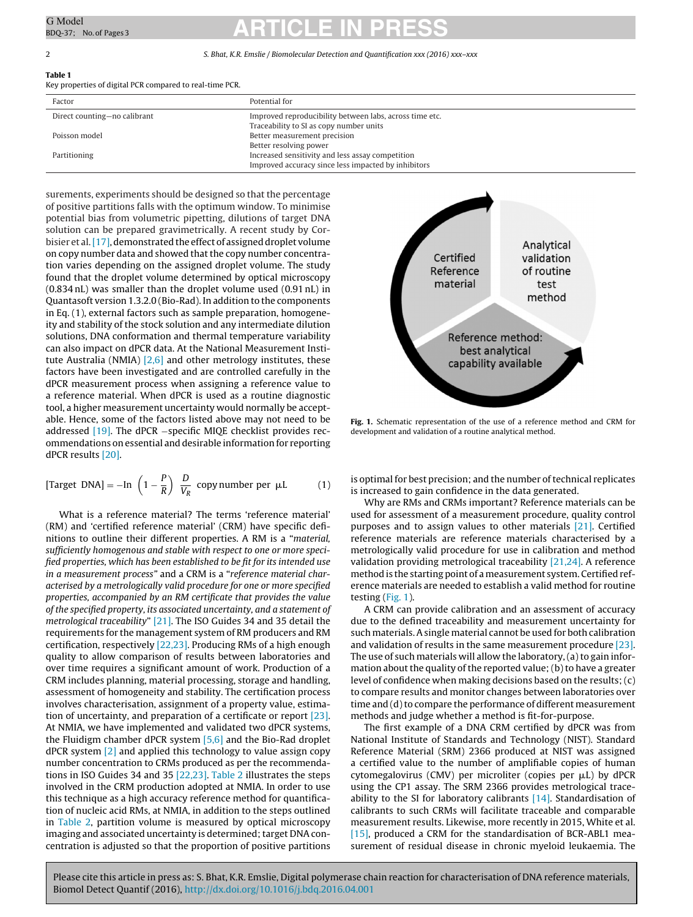**Table 1**
Key properties of digital PCR compared to real-time PCR.

| Factor | Potential for |
| --- | --- |
| Direct counting—no calibrant | Improved reproducibility between labs, across time etc.<br>Traceability to SI as copy number units |
| Poisson model | Better measurement precision<br>Better resolving power |
| Partitioning | Increased sensitivity and less assay competition<br>Improved accuracy since less impacted by inhibitors |

surements, experiments should be designed so that the percentage of positive partitions falls with the optimum window. To minimise potential bias from volumetric pipetting, dilutions of target DNA solution can be prepared gravimetrically. A recent study by Corbisier et al. [17], demonstrated the effect of assigned droplet volume on copy number data and showed that the copy number concentration varies depending on the assigned droplet volume. The study found that the droplet volume determined by optical microscopy (0.834 nL) was smaller than the droplet volume used (0.91 nL) in Quantasoft version 1.3.2.0 (Bio-Rad). In addition to the components in Eq. (1), external factors such as sample preparation, homogeneity and stability of the stock solution and any intermediate dilution solutions, DNA conformation and thermal temperature variability can also impact on dPCR data. At the National Measurement Institute Australia (NMIA) [2,6] and other metrology institutes, these factors have been investigated and are controlled carefully in the dPCR measurement process when assigning a reference value to a reference material. When dPCR is used as a routine diagnostic tool, a higher measurement uncertainty would normally be acceptable. Hence, some of the factors listed above may not need to be addressed [19]. The dPCR −specific MIQE checklist provides recommendations on essential and desirable information for reporting dPCR results [20].

$$[\text{Target DNA}] = -\ln\left(1 - \frac{P}{R}\right)\frac{D}{V_R}\ \text{copy number per } \mu\text{L} \tag{1}$$

What is a reference material? The terms 'reference material' (RM) and 'certified reference material' (CRM) have specific definitions to outline their different properties. A RM is a "*material, sufficiently homogenous and stable with respect to one or more specified properties, which has been established to be fit for its intended use in a measurement process*" and a CRM is a "*reference material characterised by a metrologically valid procedure for one or more specified properties, accompanied by an RM certificate that provides the value of the specified property, its associated uncertainty, and a statement of metrological traceability*" [21]. The ISO Guides 34 and 35 detail the requirements for the management system of RM producers and RM certification, respectively [22,23]. Producing RMs of a high enough quality to allow comparison of results between laboratories and over time requires a significant amount of work. Production of a CRM includes planning, material processing, storage and handling, assessment of homogeneity and stability. The certification process involves characterisation, assignment of a property value, estimation of uncertainty, and preparation of a certificate or report [23]. At NMIA, we have implemented and validated two dPCR systems, the Fluidigm chamber dPCR system [5,6] and the Bio-Rad droplet dPCR system [2] and applied this technology to value assign copy number concentration to CRMs produced as per the recommendations in ISO Guides 34 and 35 [22,23]. Table 2 illustrates the steps involved in the CRM production adopted at NMIA. In order to use this technique as a high accuracy reference method for quantification of nucleic acid RMs, at NMIA, in addition to the steps outlined in Table 2, partition volume is measured by optical microscopy imaging and associated uncertainty is determined; target DNA concentration is adjusted so that the proportion of positive partitions is optimal for best precision; and the number of technical replicates is increased to gain confidence in the data generated.

Fig. 1. Schematic representation of the use of a reference method and CRM for development and validation of a routine analytical method.

Why are RMs and CRMs important? Reference materials can be used for assessment of a measurement procedure, quality control purposes and to assign values to other materials [21]. Certified reference materials are reference materials characterised by a metrologically valid procedure for use in calibration and method validation providing metrological traceability [21,24]. A reference method is the starting point of a measurement system. Certified reference materials are needed to establish a valid method for routine testing (Fig. 1).

A CRM can provide calibration and an assessment of accuracy due to the defined traceability and measurement uncertainty for such materials. A single material cannot be used for both calibration and validation of results in the same measurement procedure [23]. The use of such materials will allow the laboratory, (a) to gain information about the quality of the reported value; (b) to have a greater level of confidence when making decisions based on the results; (c) to compare results and monitor changes between laboratories over time and (d) to compare the performance of different measurement methods and judge whether a method is fit-for-purpose.

The first example of a DNA CRM certified by dPCR was from National Institute of Standards and Technology (NIST). Standard Reference Material (SRM) 2366 produced at NIST was assigned a certified value to the number of amplifiable copies of human cytomegalovirus (CMV) per microliter (copies per μL) by dPCR using the CP1 assay. The SRM 2366 provides metrological traceability to the SI for laboratory calibrants [14]. Standardisation of calibrants to such CRMs will facilitate traceable and comparable measurement results. Likewise, more recently in 2015, White et al. [15], produced a CRM for the standardisation of BCR-ABL1 measurement of residual disease in chronic myeloid leukaemia. The

Please cite this article in press as: S. Bhat, K.R. Emslie, Digital polymerase chain reaction for characterisation of DNA reference materials, Biomol Detect Quantif (2016), http://dx.doi.org/10.1016/j.bdq.2016.04.001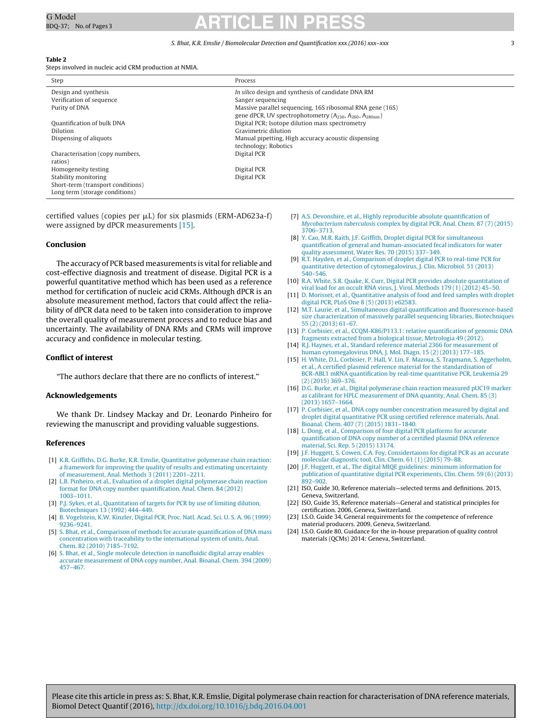**Table 2**
Steps involved in nucleic acid CRM production at NMIA.

| Step | Process |
|---|---|
| Design and synthesis | *In silico* design and synthesis of candidate DNA RM |
| Verification of sequence | Sanger sequencing |
| Purity of DNA | Massive parallel sequencing, 16S ribosomal RNA gene (16S) gene dPCR, UV spectrophotometry ($A_{230}$, $A_{260}$, $A_{280nm}$) |
| Quantification of bulk DNA | Digital PCR; Isotope dilution mass spectrometry |
| Dilution | Gravimetric dilution |
| Dispensing of aliquots | Manual pipetting, High accuracy acoustic dispensing technology; Robotics |
| Characterisation (copy numbers, ratios) | Digital PCR |
| Homogeneity testing | Digital PCR |
| Stability monitoring | Digital PCR |
| Short-term (transport conditions) | |
| Long term (storage conditions) | |

certified values (copies per μL) for six plasmids (ERM-AD623a-f) were assigned by dPCR measurements [15].

## Conclusion

The accuracy of PCR based measurements is vital for reliable and cost-effective diagnosis and treatment of disease. Digital PCR is a powerful quantitative method which has been used as a reference method for certification of nucleic acid CRMs. Although dPCR is an absolute measurement method, factors that could affect the reliability of dPCR data need to be taken into consideration to improve the overall quality of measurement process and to reduce bias and uncertainty. The availability of DNA RMs and CRMs will improve accuracy and confidence in molecular testing.

## Conflict of interest

"The authors declare that there are no conflicts of interest."

## Acknowledgements

We thank Dr. Lindsey Mackay and Dr. Leonardo Pinheiro for reviewing the manuscript and providing valuable suggestions.

## References

[1] K.R. Griffiths, D.G. Burke, K.R. Emslie, Quantitative polymerase chain reaction: a framework for improving the quality of results and estimating uncertainty of measurement, Anal. Methods 3 (2011) 2201–2211.

[2] L.B. Pinheiro, et al., Evaluation of a droplet digital polymerase chain reaction format for DNA copy number quantification, Anal. Chem. 84 (2012) 1003–1011.

[3] P.J. Sykes, et al., Quantitation of targets for PCR by use of limiting dilution, Biotechniques 13 (1992) 444–449.

[4] B. Vogelstein, K.W. Kinzler, Digital PCR, Proc. Natl. Acad. Sci. U. S. A. 96 (1999) 9236–9241.

[5] S. Bhat, et al., Comparison of methods for accurate quantification of DNA mass concentration with traceability to the international system of units, Anal. Chem. 82 (2010) 7185–7192.

[6] S. Bhat, et al., Single molecule detection in nanofluidic digital array enables accurate measurement of DNA copy number, Anal. Bioanal. Chem. 394 (2009) 457–467.

[7] A.S. Devonshire, et al., Highly reproducible absolute quantification of *Mycobacterium tuberculosis* complex by digital PCR, Anal. Chem. 87 (7) (2015) 3706–3713.

[8] Y. Cao, M.R. Raith, J.F. Griffith, Droplet digital PCR for simultaneous quantification of general and human-associated fecal indicators for water quality assessment, Water Res. 70 (2015) 337–349.

[9] R.T. Hayden, et al., Comparison of droplet digital PCR to real-time PCR for quantitative detection of cytomegalovirus, J. Clin. Microbiol. 51 (2013) 540–546.

[10] R.A. White, S.R. Quake, K. Curr, Digital PCR provides absolute quantitation of viral load for an occult RNA virus, J. Virol. Methods 179 (1) (2012) 45–50.

[11] D. Morisset, et al., Quantitative analysis of food and feed samples with droplet digital PCR, PLoS One 8 (5) (2013) e62583.

[12] M.T. Laurie, et al., Simultaneous digital quantification and fluorescence-based size characterization of massively parallel sequencing libraries, Biotechniques 55 (2) (2013) 61–67.

[13] P. Corbisier, et al., CCQM-K86/P113.1: relative quantification of genomic DNA fragments extracted from a biological tissue, Metrologia 49 (2012).

[14] R.J. Haynes, et al., Standard reference material 2366 for measurement of human cytomegalovirus DNA, J. Mol. Diagn. 15 (2) (2013) 177–185.

[15] H. White, D.L. Corbisier, P. Hall, V. Lin, F. Mazoua, S. Trapmann, S. Aggerholm, et al., A certified plasmid reference material for the standardisation of BCR-ABL1 mRNA quantification by real-time quantitative PCR, Leukemia 29 (2) (2015) 369–376.

[16] D.G. Burke, et al., Digital polymerase chain reaction measured pUC19 marker as calibrant for HPLC measurement of DNA quantity, Anal. Chem. 85 (3) (2013) 1657–1664.

[17] P. Corbisier, et al., DNA copy number concentration measured by digital and droplet digital quantitative PCR using certified reference materials, Anal. Bioanal. Chem. 407 (7) (2015) 1831–1840.

[18] L. Dong, et al., Comparison of four digital PCR platforms for accurate quantification of DNA copy number of a certified plasmid DNA reference material, Sci. Rep. 5 (2015) 13174.

[19] J.F. Huggett, S. Cowen, C.A. Foy, Considertaions for digital PCR as an accurate molecular diagnostic tool, Clin. Chem. 61 (1) (2015) 79–88.

[20] J.F. Huggett, et al., The digital MIQE guidelines: minimum information for publication of quantitative digital PCR experiments, Clin. Chem. 59 (6) (2013) 892–902.

[21] ISO, Guide 30, Reference materials—selected terms and definitions. 2015, Geneva, Switzerland.

[22] ISO, Guide 35, Reference materials—General and statistical principles for certification. 2006, Geneva, Switzerland.

[23] I.S.O. Guide 34, General requirements for the competence of reference material producers. 2009, Geneva, Switzerland.

[24] I.S.O. Guide 80, Guidance for the in-house preparation of quality control materials (QCMs) 2014: Geneva, Switzerland.